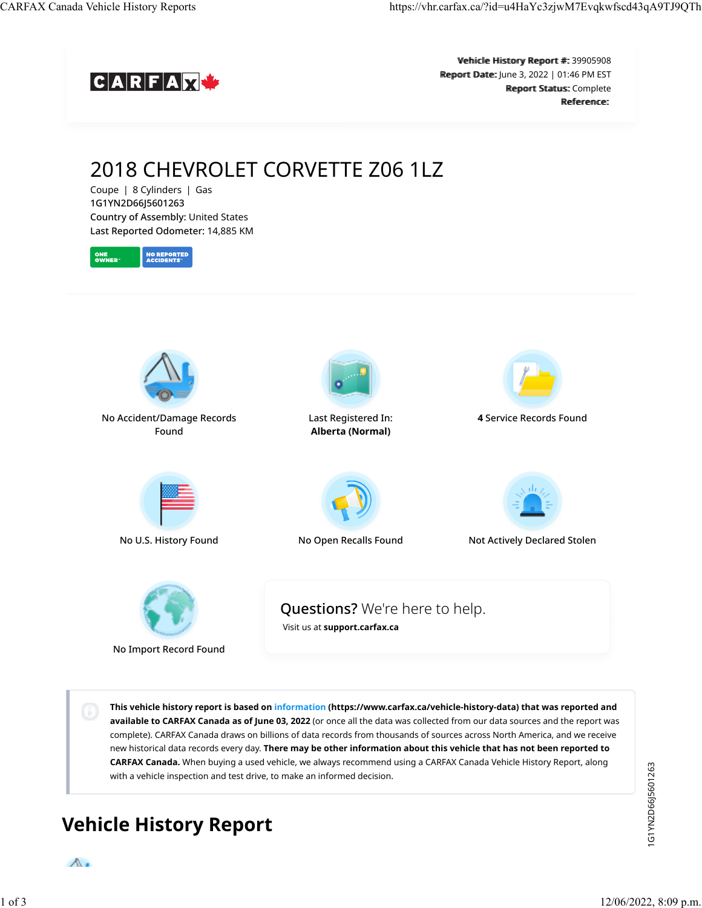**Vehicle History Report #:** 39905908
**Report Date:** June 3, 2022 | 01:46 PM EST
**Report Status:** Complete
**Reference:**

# 2018 CHEVROLET CORVETTE Z06 1LZ

Coupe | 8 Cylinders | Gas
1G1YN2D66J5601263
Country of Assembly: United States
Last Reported Odometer: 14,885 KM

ONE OWNER™ | NO REPORTED ACCIDENTS™

No Accident/Damage Records Found

Last Registered In: **Alberta (Normal)**

**4** Service Records Found

No U.S. History Found

No Open Recalls Found

Not Actively Declared Stolen

No Import Record Found

**Questions?** We're here to help.
Visit us at **support.carfax.ca**

**This vehicle history report is based on information (https://www.carfax.ca/vehicle-history-data) that was reported and available to CARFAX Canada as of June 03, 2022** (or once all the data was collected from our data sources and the report was complete). CARFAX Canada draws on billions of data records from thousands of sources across North America, and we receive new historical data records every day. **There may be other information about this vehicle that has not been reported to CARFAX Canada.** When buying a used vehicle, we always recommend using a CARFAX Canada Vehicle History Report, along with a vehicle inspection and test drive, to make an informed decision.

## Vehicle History Report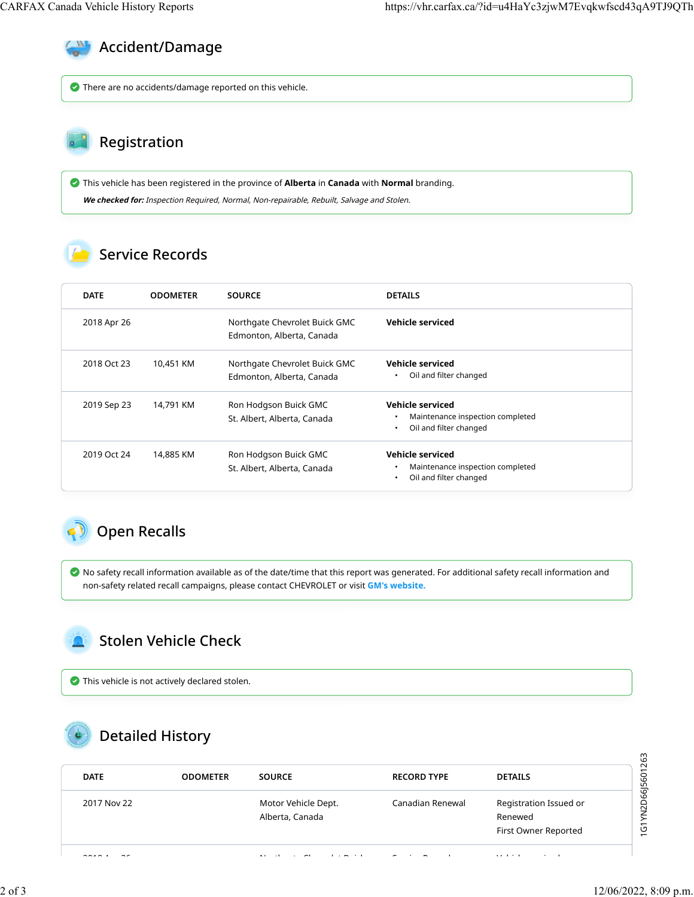## Accident/Damage

There are no accidents/damage reported on this vehicle.

## Registration

This vehicle has been registered in the province of **Alberta** in **Canada** with **Normal** branding.

***We checked for:*** *Inspection Required, Normal, Non-repairable, Rebuilt, Salvage and Stolen.*

## Service Records

| DATE | ODOMETER | SOURCE | DETAILS |
|---|---|---|---|
| 2018 Apr 26 | | Northgate Chevrolet Buick GMC<br>Edmonton, Alberta, Canada | **Vehicle serviced** |
| 2018 Oct 23 | 10,451 KM | Northgate Chevrolet Buick GMC<br>Edmonton, Alberta, Canada | **Vehicle serviced**<br>• Oil and filter changed |
| 2019 Sep 23 | 14,791 KM | Ron Hodgson Buick GMC<br>St. Albert, Alberta, Canada | **Vehicle serviced**<br>• Maintenance inspection completed<br>• Oil and filter changed |
| 2019 Oct 24 | 14,885 KM | Ron Hodgson Buick GMC<br>St. Albert, Alberta, Canada | **Vehicle serviced**<br>• Maintenance inspection completed<br>• Oil and filter changed |

## Open Recalls

No safety recall information available as of the date/time that this report was generated. For additional safety recall information and non-safety related recall campaigns, please contact CHEVROLET or visit **GM's website.**

## Stolen Vehicle Check

This vehicle is not actively declared stolen.

## Detailed History

1G1YN2D66J5601263

| DATE | ODOMETER | SOURCE | RECORD TYPE | DETAILS |
|---|---|---|---|---|
| 2017 Nov 22 | | Motor Vehicle Dept.<br>Alberta, Canada | Canadian Renewal | Registration Issued or Renewed<br>First Owner Reported |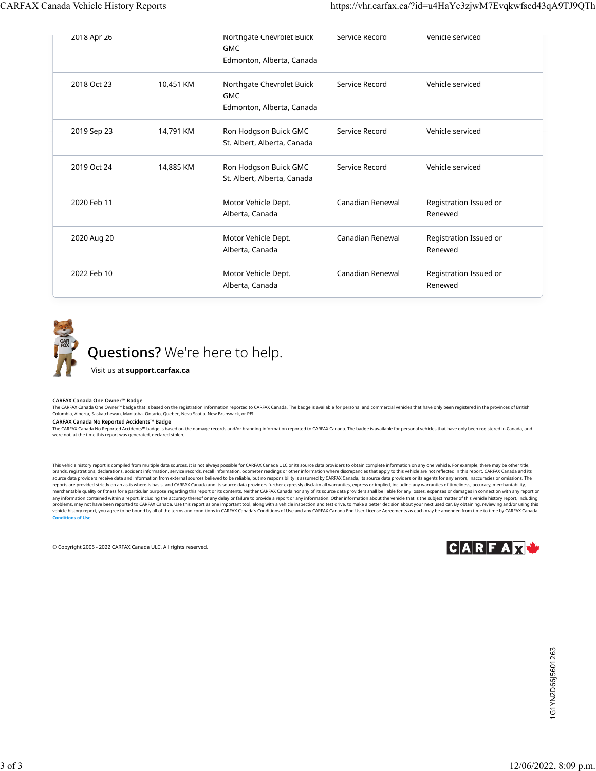| | | | | |
|---|---|---|---|---|
| 2018 Apr 26 | | Northgate Chevrolet Buick GMC Edmonton, Alberta, Canada | Service Record | Vehicle serviced |
| 2018 Oct 23 | 10,451 KM | Northgate Chevrolet Buick GMC Edmonton, Alberta, Canada | Service Record | Vehicle serviced |
| 2019 Sep 23 | 14,791 KM | Ron Hodgson Buick GMC St. Albert, Alberta, Canada | Service Record | Vehicle serviced |
| 2019 Oct 24 | 14,885 KM | Ron Hodgson Buick GMC St. Albert, Alberta, Canada | Service Record | Vehicle serviced |
| 2020 Feb 11 | | Motor Vehicle Dept. Alberta, Canada | Canadian Renewal | Registration Issued or Renewed |
| 2020 Aug 20 | | Motor Vehicle Dept. Alberta, Canada | Canadian Renewal | Registration Issued or Renewed |
| 2022 Feb 10 | | Motor Vehicle Dept. Alberta, Canada | Canadian Renewal | Registration Issued or Renewed |

## **Questions?** We're here to help.

Visit us at **support.carfax.ca**

**CARFAX Canada One Owner™ Badge**
The CARFAX Canada One Owner™ badge that is based on the registration information reported to CARFAX Canada. The badge is available for personal and commercial vehicles that have only been registered in the provinces of British Columbia, Alberta, Saskatchewan, Manitoba, Ontario, Quebec, Nova Scotia, New Brunswick, or PEI.

**CARFAX Canada No Reported Accidents™ Badge**
The CARFAX Canada No Reported Accidents™ badge is based on the damage records and/or branding information reported to CARFAX Canada. The badge is available for personal vehicles that have only been registered in Canada, and were not, at the time this report was generated, declared stolen.

This vehicle history report is compiled from multiple data sources. It is not always possible for CARFAX Canada ULC or its source data providers to obtain complete information on any one vehicle. For example, there may be other title, brands, registrations, declarations, accident information, service records, recall information, odometer readings or other information where discrepancies that apply to this vehicle are not reflected in this report. CARFAX Canada and its source data providers receive data and information from external sources believed to be reliable, but no responsibility is assumed by CARFAX Canada, its source data providers or its agents for any errors, inaccuracies or omissions. The reports are provided strictly on an as-is where-is basis, and CARFAX Canada and its source data providers further expressly disclaim all warranties, express or implied, including any warranties of timeliness, accuracy, merchantability, merchantable quality or fitness for a particular purpose regarding this report or its contents. Neither CARFAX Canada nor any of its source data providers shall be liable for any losses, expenses or damages in connection with any report or any information contained within a report, including the accuracy thereof or any delay or failure to provide a report or any information. Other information about the vehicle that is the subject matter of this vehicle history report, including problems, may not have been reported to CARFAX Canada. Use this report as one important tool, along with a vehicle inspection and test drive, to make a better decision about your next used car. By obtaining, reviewing and/or using this vehicle history report, you agree to be bound by all of the terms and conditions in CARFAX Canada's Conditions of Use and any CARFAX Canada End User License Agreements as each may be amended from time to time by CARFAX Canada.
Conditions of Use

© Copyright 2005 - 2022 CARFAX Canada ULC. All rights reserved.

CARFAX

1G1YN2D66J5601263